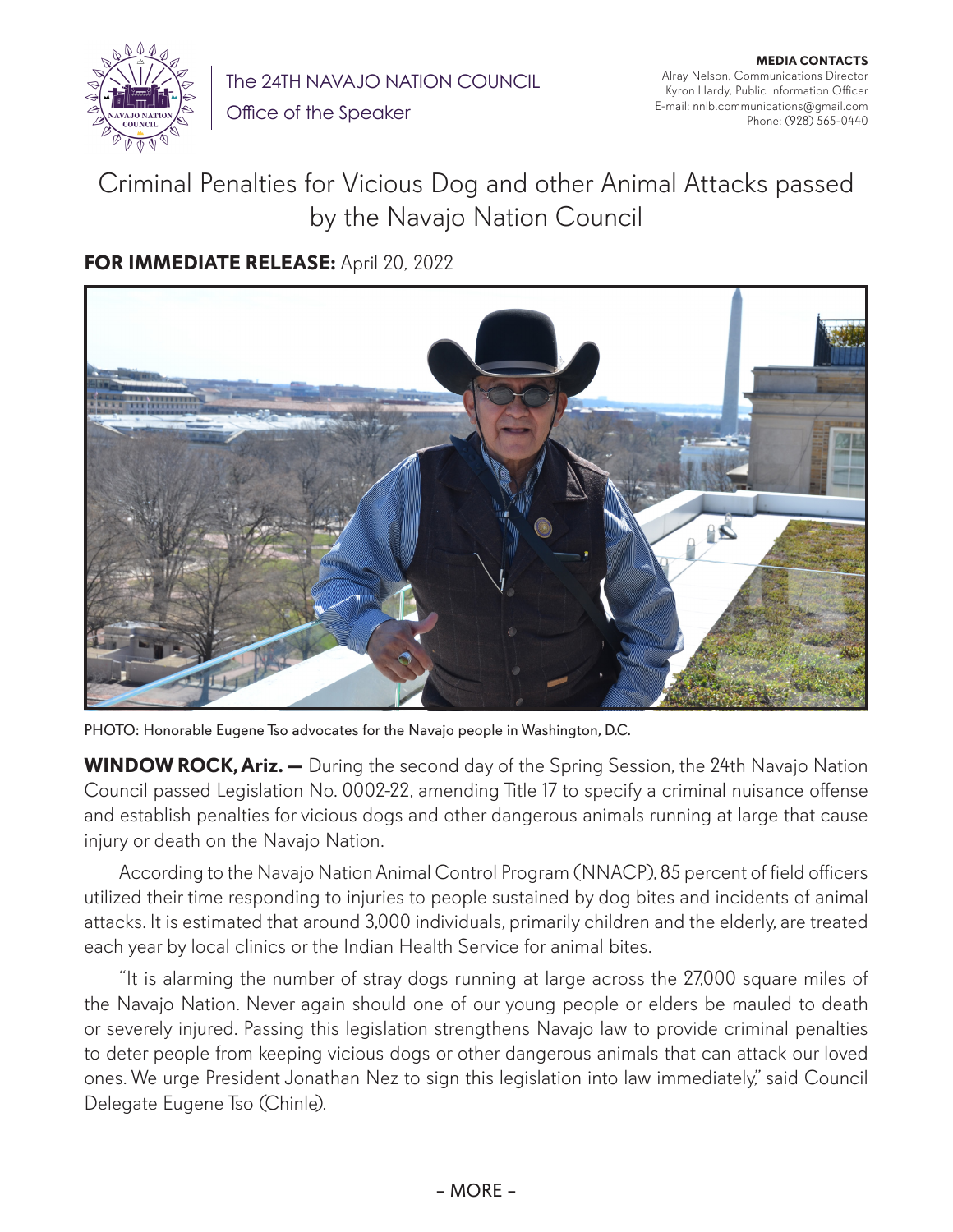The 24TH NAVAJO NATION COUNCIL

Office of the Speaker

**MEDIA CONTACTS**
Alray Nelson, Communications Director
Kyron Hardy, Public Information Officer
E-mail: nnlb.communications@gmail.com
Phone: (928) 565-0440

# Criminal Penalties for Vicious Dog and other Animal Attacks passed by the Navajo Nation Council

**FOR IMMEDIATE RELEASE:** April 20, 2022

PHOTO: Honorable Eugene Tso advocates for the Navajo people in Washington, D.C.

**WINDOW ROCK, Ariz. —** During the second day of the Spring Session, the 24th Navajo Nation Council passed Legislation No. 0002-22, amending Title 17 to specify a criminal nuisance offense and establish penalties for vicious dogs and other dangerous animals running at large that cause injury or death on the Navajo Nation.

According to the Navajo Nation Animal Control Program (NNACP), 85 percent of field officers utilized their time responding to injuries to people sustained by dog bites and incidents of animal attacks. It is estimated that around 3,000 individuals, primarily children and the elderly, are treated each year by local clinics or the Indian Health Service for animal bites.

"It is alarming the number of stray dogs running at large across the 27,000 square miles of the Navajo Nation. Never again should one of our young people or elders be mauled to death or severely injured. Passing this legislation strengthens Navajo law to provide criminal penalties to deter people from keeping vicious dogs or other dangerous animals that can attack our loved ones. We urge President Jonathan Nez to sign this legislation into law immediately," said Council Delegate Eugene Tso (Chinle).

– MORE –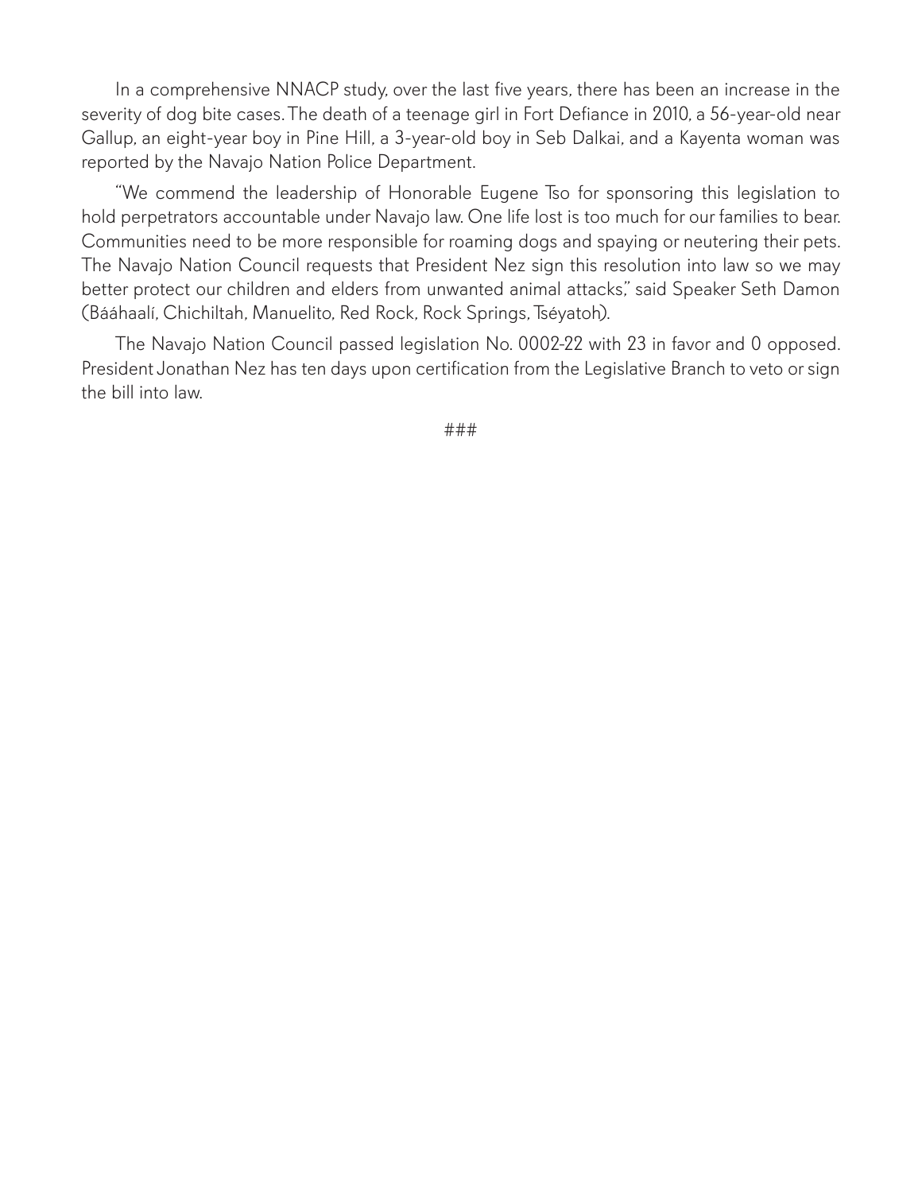In a comprehensive NNACP study, over the last five years, there has been an increase in the severity of dog bite cases. The death of a teenage girl in Fort Defiance in 2010, a 56-year-old near Gallup, an eight-year boy in Pine Hill, a 3-year-old boy in Seb Dalkai, and a Kayenta woman was reported by the Navajo Nation Police Department.

"We commend the leadership of Honorable Eugene Tso for sponsoring this legislation to hold perpetrators accountable under Navajo law. One life lost is too much for our families to bear. Communities need to be more responsible for roaming dogs and spaying or neutering their pets. The Navajo Nation Council requests that President Nez sign this resolution into law so we may better protect our children and elders from unwanted animal attacks," said Speaker Seth Damon (Bááhaalí, Chichiltah, Manuelito, Red Rock, Rock Springs, Tséyatoh).

The Navajo Nation Council passed legislation No. 0002-22 with 23 in favor and 0 opposed. President Jonathan Nez has ten days upon certification from the Legislative Branch to veto or sign the bill into law.

###